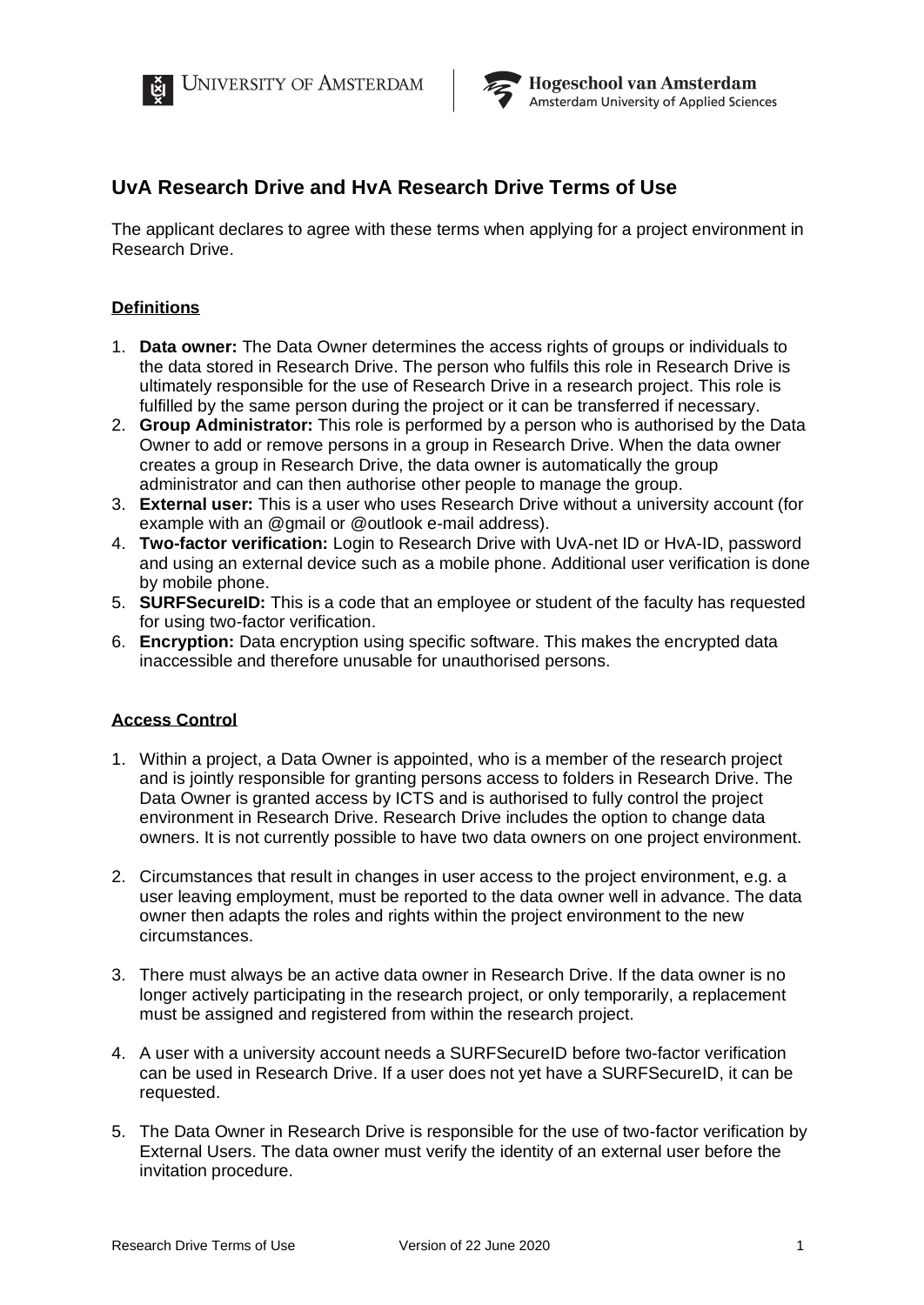# UvA Research Drive and HvA Research Drive Terms of Use

The applicant declares to agree with these terms when applying for a project environment in Research Drive.

## Definitions

1. **Data owner:** The Data Owner determines the access rights of groups or individuals to the data stored in Research Drive. The person who fulfils this role in Research Drive is ultimately responsible for the use of Research Drive in a research project. This role is fulfilled by the same person during the project or it can be transferred if necessary.
2. **Group Administrator:** This role is performed by a person who is authorised by the Data Owner to add or remove persons in a group in Research Drive. When the data owner creates a group in Research Drive, the data owner is automatically the group administrator and can then authorise other people to manage the group.
3. **External user:** This is a user who uses Research Drive without a university account (for example with an @gmail or @outlook e-mail address).
4. **Two-factor verification:** Login to Research Drive with UvA-net ID or HvA-ID, password and using an external device such as a mobile phone. Additional user verification is done by mobile phone.
5. **SURFSecureID:** This is a code that an employee or student of the faculty has requested for using two-factor verification.
6. **Encryption:** Data encryption using specific software. This makes the encrypted data inaccessible and therefore unusable for unauthorised persons.

## Access Control

1. Within a project, a Data Owner is appointed, who is a member of the research project and is jointly responsible for granting persons access to folders in Research Drive. The Data Owner is granted access by ICTS and is authorised to fully control the project environment in Research Drive. Research Drive includes the option to change data owners. It is not currently possible to have two data owners on one project environment.

2. Circumstances that result in changes in user access to the project environment, e.g. a user leaving employment, must be reported to the data owner well in advance. The data owner then adapts the roles and rights within the project environment to the new circumstances.

3. There must always be an active data owner in Research Drive. If the data owner is no longer actively participating in the research project, or only temporarily, a replacement must be assigned and registered from within the research project.

4. A user with a university account needs a SURFSecureID before two-factor verification can be used in Research Drive. If a user does not yet have a SURFSecureID, it can be requested.

5. The Data Owner in Research Drive is responsible for the use of two-factor verification by External Users. The data owner must verify the identity of an external user before the invitation procedure.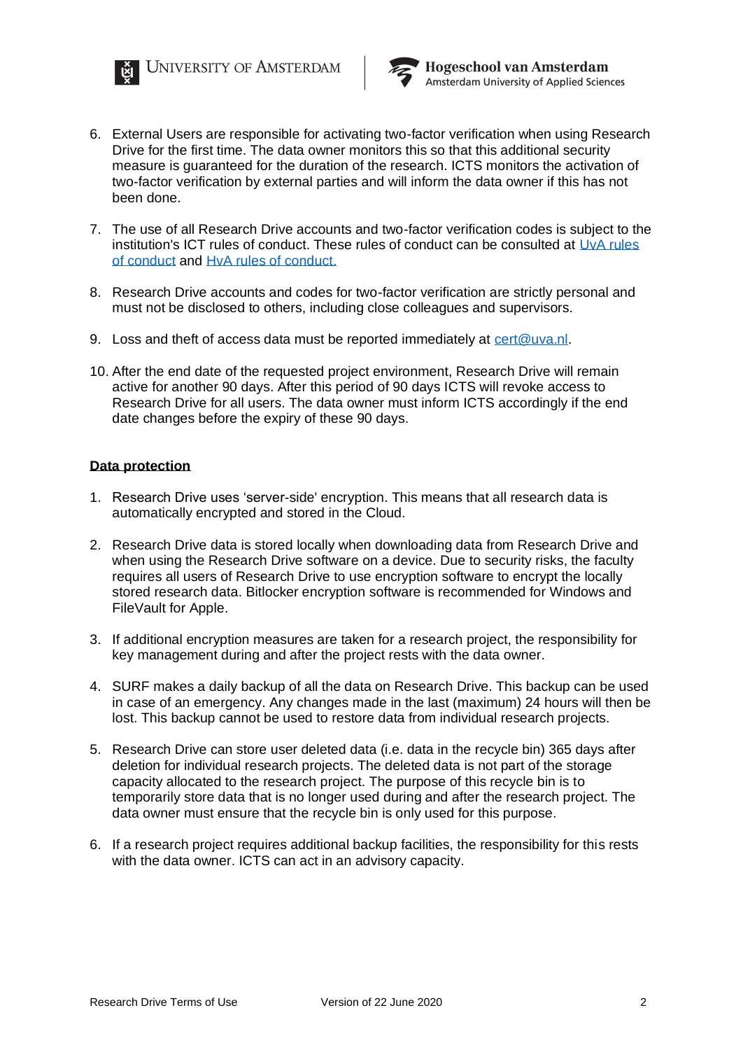6. External Users are responsible for activating two-factor verification when using Research Drive for the first time. The data owner monitors this so that this additional security measure is guaranteed for the duration of the research. ICTS monitors the activation of two-factor verification by external parties and will inform the data owner if this has not been done.

7. The use of all Research Drive accounts and two-factor verification codes is subject to the institution's ICT rules of conduct. These rules of conduct can be consulted at UvA rules of conduct and HvA rules of conduct.

8. Research Drive accounts and codes for two-factor verification are strictly personal and must not be disclosed to others, including close colleagues and supervisors.

9. Loss and theft of access data must be reported immediately at cert@uva.nl.

10. After the end date of the requested project environment, Research Drive will remain active for another 90 days. After this period of 90 days ICTS will revoke access to Research Drive for all users. The data owner must inform ICTS accordingly if the end date changes before the expiry of these 90 days.

**Data protection**

1. Research Drive uses 'server-side' encryption. This means that all research data is automatically encrypted and stored in the Cloud.

2. Research Drive data is stored locally when downloading data from Research Drive and when using the Research Drive software on a device. Due to security risks, the faculty requires all users of Research Drive to use encryption software to encrypt the locally stored research data. Bitlocker encryption software is recommended for Windows and FileVault for Apple.

3. If additional encryption measures are taken for a research project, the responsibility for key management during and after the project rests with the data owner.

4. SURF makes a daily backup of all the data on Research Drive. This backup can be used in case of an emergency. Any changes made in the last (maximum) 24 hours will then be lost. This backup cannot be used to restore data from individual research projects.

5. Research Drive can store user deleted data (i.e. data in the recycle bin) 365 days after deletion for individual research projects. The deleted data is not part of the storage capacity allocated to the research project. The purpose of this recycle bin is to temporarily store data that is no longer used during and after the research project. The data owner must ensure that the recycle bin is only used for this purpose.

6. If a research project requires additional backup facilities, the responsibility for this rests with the data owner. ICTS can act in an advisory capacity.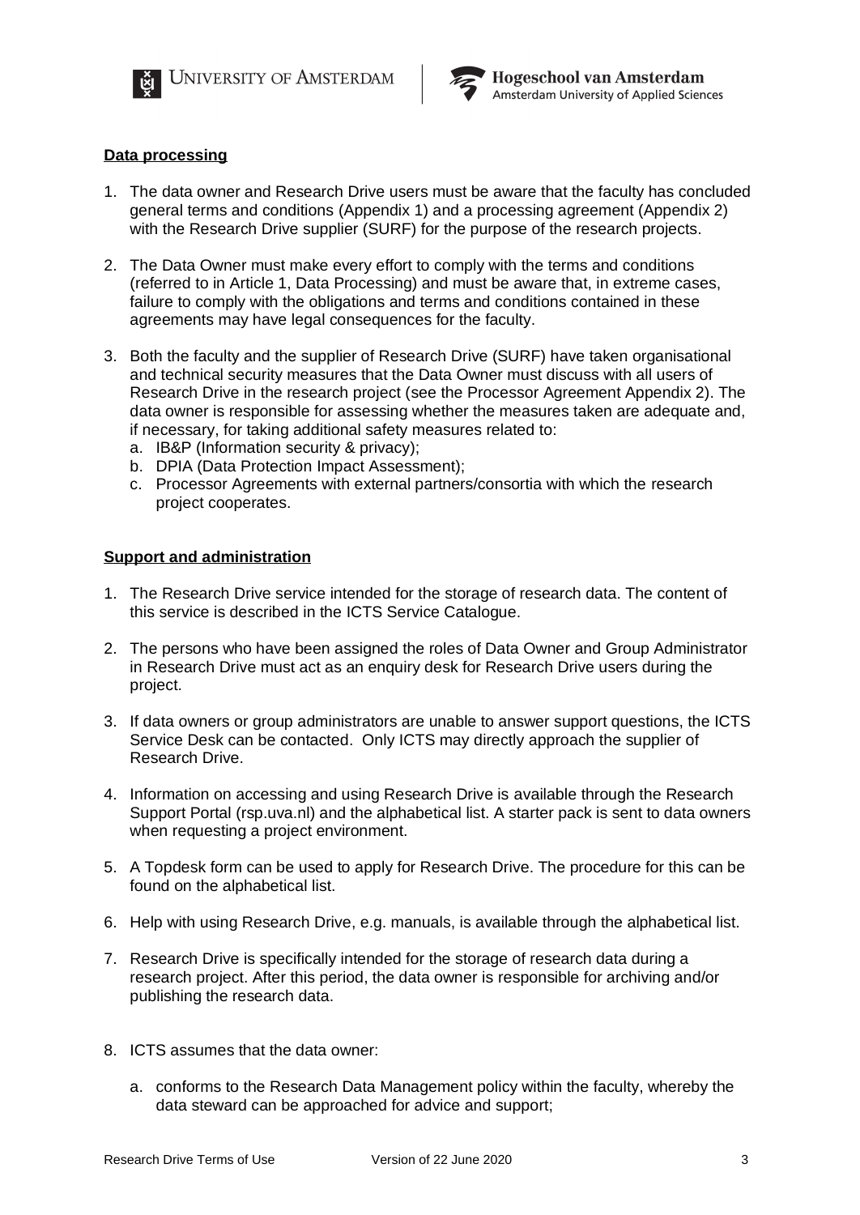**Data processing**

1. The data owner and Research Drive users must be aware that the faculty has concluded general terms and conditions (Appendix 1) and a processing agreement (Appendix 2) with the Research Drive supplier (SURF) for the purpose of the research projects.

2. The Data Owner must make every effort to comply with the terms and conditions (referred to in Article 1, Data Processing) and must be aware that, in extreme cases, failure to comply with the obligations and terms and conditions contained in these agreements may have legal consequences for the faculty.

3. Both the faculty and the supplier of Research Drive (SURF) have taken organisational and technical security measures that the Data Owner must discuss with all users of Research Drive in the research project (see the Processor Agreement Appendix 2). The data owner is responsible for assessing whether the measures taken are adequate and, if necessary, for taking additional safety measures related to:
   a. IB&P (Information security & privacy);
   b. DPIA (Data Protection Impact Assessment);
   c. Processor Agreements with external partners/consortia with which the research project cooperates.

**Support and administration**

1. The Research Drive service intended for the storage of research data. The content of this service is described in the ICTS Service Catalogue.

2. The persons who have been assigned the roles of Data Owner and Group Administrator in Research Drive must act as an enquiry desk for Research Drive users during the project.

3. If data owners or group administrators are unable to answer support questions, the ICTS Service Desk can be contacted. Only ICTS may directly approach the supplier of Research Drive.

4. Information on accessing and using Research Drive is available through the Research Support Portal (rsp.uva.nl) and the alphabetical list. A starter pack is sent to data owners when requesting a project environment.

5. A Topdesk form can be used to apply for Research Drive. The procedure for this can be found on the alphabetical list.

6. Help with using Research Drive, e.g. manuals, is available through the alphabetical list.

7. Research Drive is specifically intended for the storage of research data during a research project. After this period, the data owner is responsible for archiving and/or publishing the research data.

8. ICTS assumes that the data owner:

   a. conforms to the Research Data Management policy within the faculty, whereby the data steward can be approached for advice and support;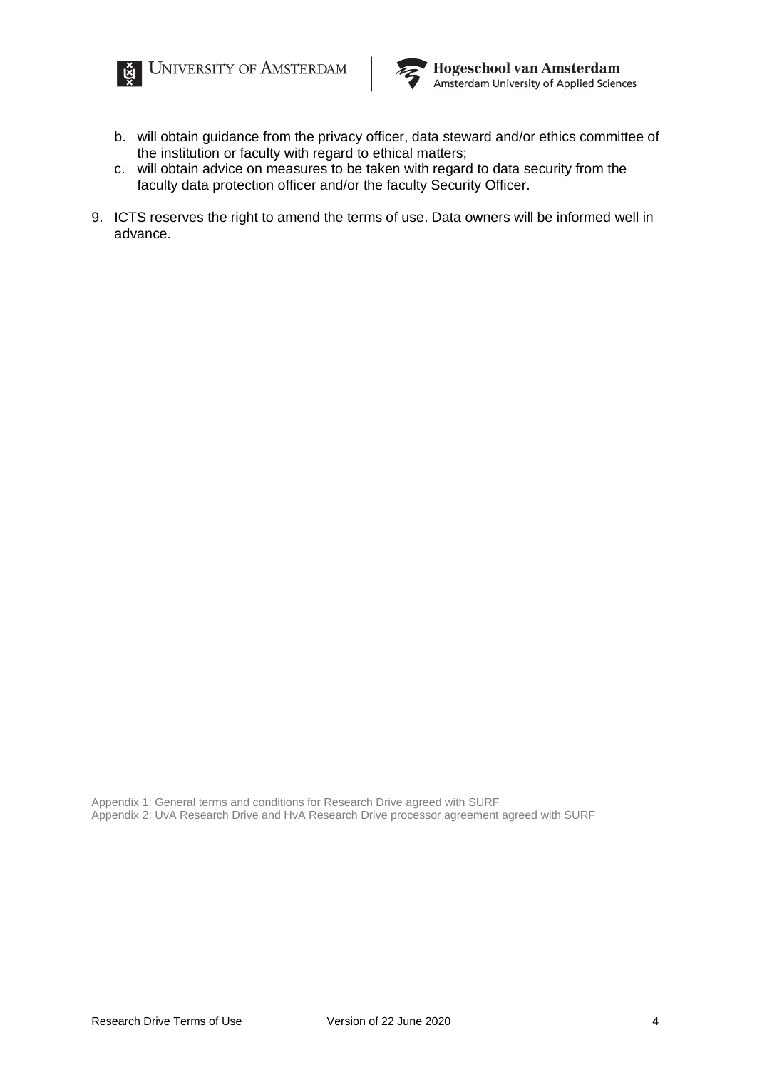b. will obtain guidance from the privacy officer, data steward and/or ethics committee of the institution or faculty with regard to ethical matters;
   c. will obtain advice on measures to be taken with regard to data security from the faculty data protection officer and/or the faculty Security Officer.

9. ICTS reserves the right to amend the terms of use. Data owners will be informed well in advance.

Appendix 1: General terms and conditions for Research Drive agreed with SURF
Appendix 2: UvA Research Drive and HvA Research Drive processor agreement agreed with SURF